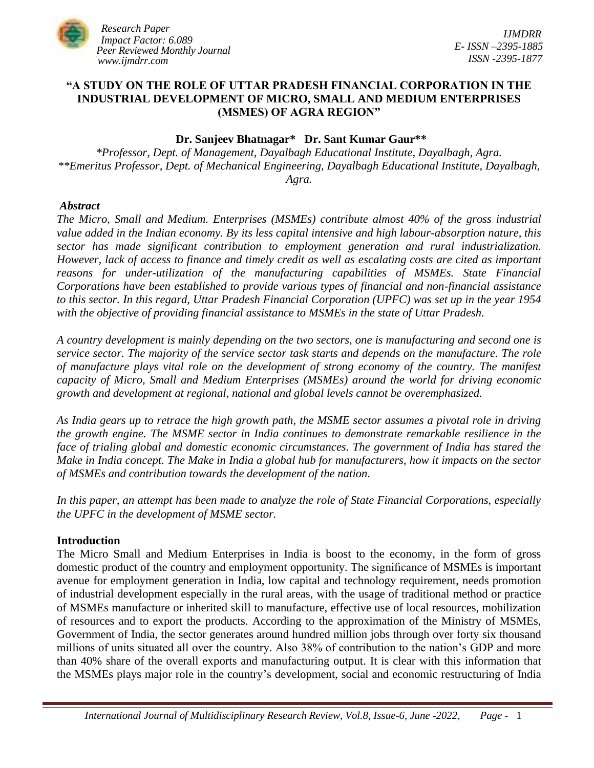# "A STUDY ON THE ROLE OF UTTAR PRADESH FINANCIAL CORPORATION IN THE INDUSTRIAL DEVELOPMENT OF MICRO, SMALL AND MEDIUM ENTERPRISES (MSMES) OF AGRA REGION"

**Dr. Sanjeev Bhatnagar\* Dr. Sant Kumar Gaur\*\***

*\*Professor, Dept. of Management, Dayalbagh Educational Institute, Dayalbagh, Agra.*
*\*\*Emeritus Professor, Dept. of Mechanical Engineering, Dayalbagh Educational Institute, Dayalbagh, Agra.*

***Abstract***

*The Micro, Small and Medium. Enterprises (MSMEs) contribute almost 40% of the gross industrial value added in the Indian economy. By its less capital intensive and high labour-absorption nature, this sector has made significant contribution to employment generation and rural industrialization. However, lack of access to finance and timely credit as well as escalating costs are cited as important reasons for under-utilization of the manufacturing capabilities of MSMEs. State Financial Corporations have been established to provide various types of financial and non-financial assistance to this sector. In this regard, Uttar Pradesh Financial Corporation (UPFC) was set up in the year 1954 with the objective of providing financial assistance to MSMEs in the state of Uttar Pradesh.*

*A country development is mainly depending on the two sectors, one is manufacturing and second one is service sector. The majority of the service sector task starts and depends on the manufacture. The role of manufacture plays vital role on the development of strong economy of the country. The manifest capacity of Micro, Small and Medium Enterprises (MSMEs) around the world for driving economic growth and development at regional, national and global levels cannot be overemphasized.*

*As India gears up to retrace the high growth path, the MSME sector assumes a pivotal role in driving the growth engine. The MSME sector in India continues to demonstrate remarkable resilience in the face of trialing global and domestic economic circumstances. The government of India has stared the Make in India concept. The Make in India a global hub for manufacturers, how it impacts on the sector of MSMEs and contribution towards the development of the nation.*

*In this paper, an attempt has been made to analyze the role of State Financial Corporations, especially the UPFC in the development of MSME sector.*

## Introduction

The Micro Small and Medium Enterprises in India is boost to the economy, in the form of gross domestic product of the country and employment opportunity. The significance of MSMEs is important avenue for employment generation in India, low capital and technology requirement, needs promotion of industrial development especially in the rural areas, with the usage of traditional method or practice of MSMEs manufacture or inherited skill to manufacture, effective use of local resources, mobilization of resources and to export the products. According to the approximation of the Ministry of MSMEs, Government of India, the sector generates around hundred million jobs through over forty six thousand millions of units situated all over the country. Also 38% of contribution to the nation's GDP and more than 40% share of the overall exports and manufacturing output. It is clear with this information that the MSMEs plays major role in the country's development, social and economic restructuring of India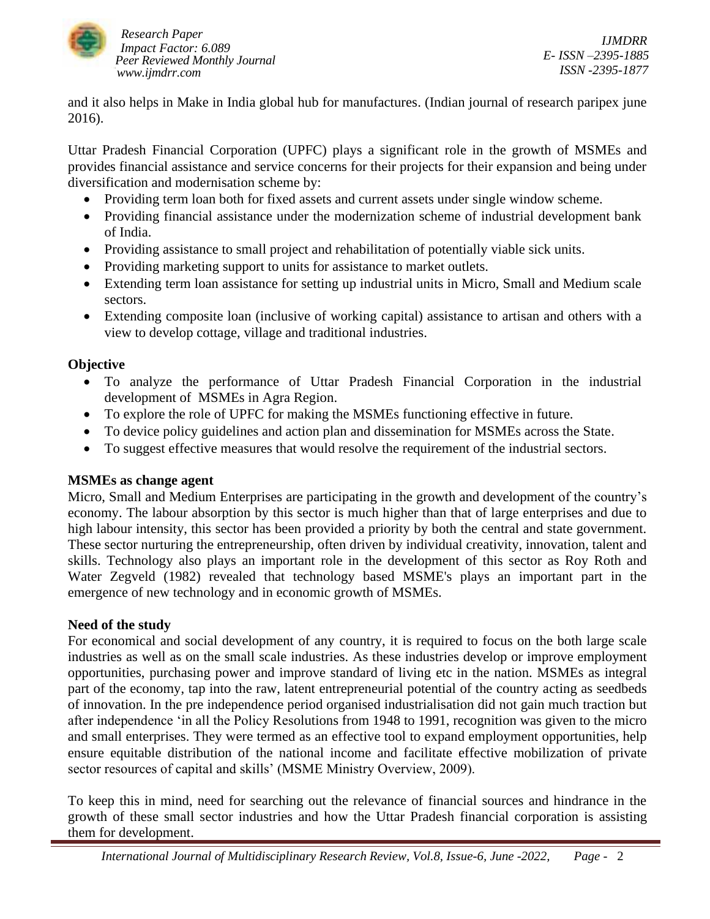and it also helps in Make in India global hub for manufactures. (Indian journal of research paripex june 2016).

Uttar Pradesh Financial Corporation (UPFC) plays a significant role in the growth of MSMEs and provides financial assistance and service concerns for their projects for their expansion and being under diversification and modernisation scheme by:

- Providing term loan both for fixed assets and current assets under single window scheme.
- Providing financial assistance under the modernization scheme of industrial development bank of India.
- Providing assistance to small project and rehabilitation of potentially viable sick units.
- Providing marketing support to units for assistance to market outlets.
- Extending term loan assistance for setting up industrial units in Micro, Small and Medium scale sectors.
- Extending composite loan (inclusive of working capital) assistance to artisan and others with a view to develop cottage, village and traditional industries.

**Objective**

- To analyze the performance of Uttar Pradesh Financial Corporation in the industrial development of MSMEs in Agra Region.
- To explore the role of UPFC for making the MSMEs functioning effective in future.
- To device policy guidelines and action plan and dissemination for MSMEs across the State.
- To suggest effective measures that would resolve the requirement of the industrial sectors.

**MSMEs as change agent**

Micro, Small and Medium Enterprises are participating in the growth and development of the country's economy. The labour absorption by this sector is much higher than that of large enterprises and due to high labour intensity, this sector has been provided a priority by both the central and state government. These sector nurturing the entrepreneurship, often driven by individual creativity, innovation, talent and skills. Technology also plays an important role in the development of this sector as Roy Roth and Water Zegveld (1982) revealed that technology based MSME's plays an important part in the emergence of new technology and in economic growth of MSMEs.

**Need of the study**

For economical and social development of any country, it is required to focus on the both large scale industries as well as on the small scale industries. As these industries develop or improve employment opportunities, purchasing power and improve standard of living etc in the nation. MSMEs as integral part of the economy, tap into the raw, latent entrepreneurial potential of the country acting as seedbeds of innovation. In the pre independence period organised industrialisation did not gain much traction but after independence 'in all the Policy Resolutions from 1948 to 1991, recognition was given to the micro and small enterprises. They were termed as an effective tool to expand employment opportunities, help ensure equitable distribution of the national income and facilitate effective mobilization of private sector resources of capital and skills' (MSME Ministry Overview, 2009).

To keep this in mind, need for searching out the relevance of financial sources and hindrance in the growth of these small sector industries and how the Uttar Pradesh financial corporation is assisting them for development.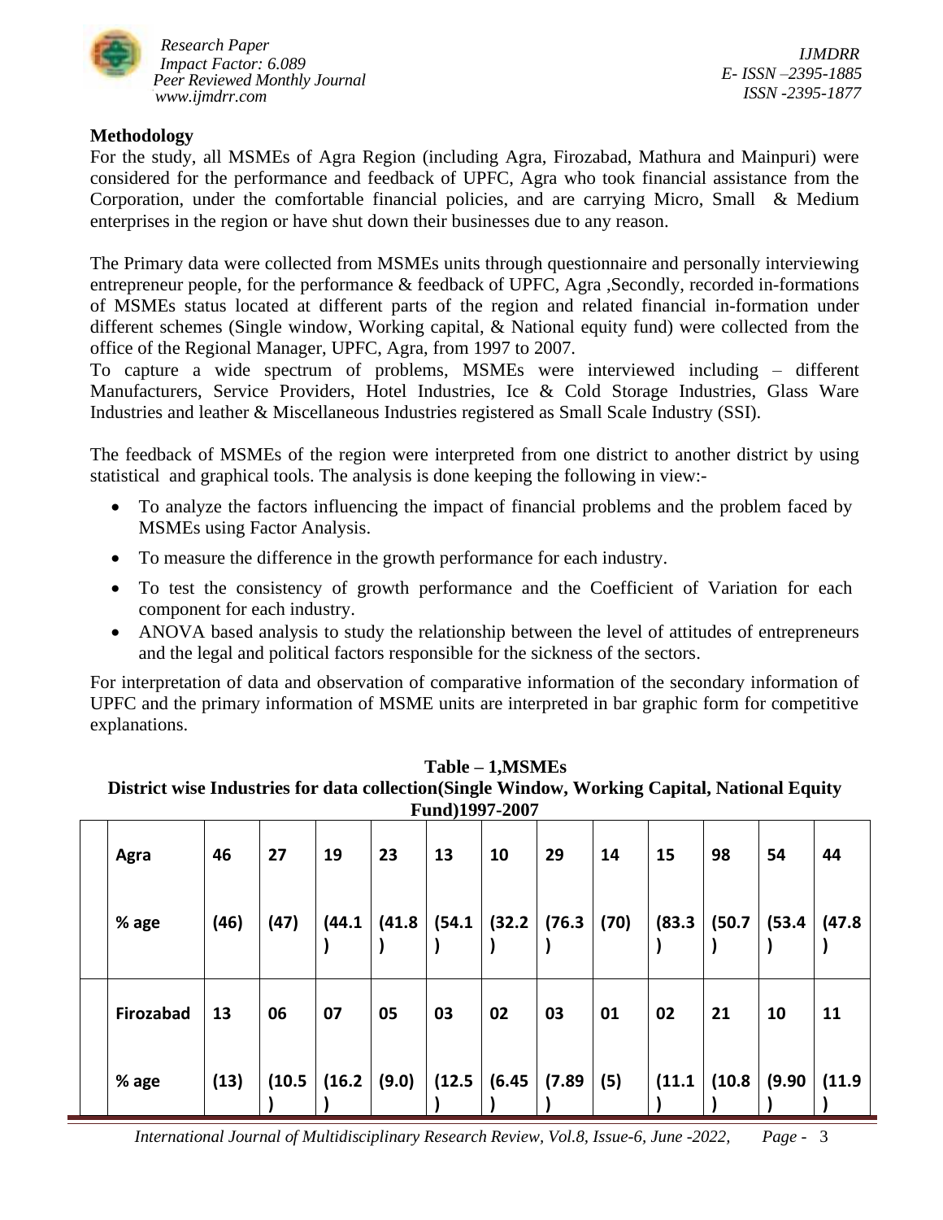## Methodology

For the study, all MSMEs of Agra Region (including Agra, Firozabad, Mathura and Mainpuri) were considered for the performance and feedback of UPFC, Agra who took financial assistance from the Corporation, under the comfortable financial policies, and are carrying Micro, Small & Medium enterprises in the region or have shut down their businesses due to any reason.

The Primary data were collected from MSMEs units through questionnaire and personally interviewing entrepreneur people, for the performance & feedback of UPFC, Agra ,Secondly, recorded in-formations of MSMEs status located at different parts of the region and related financial in-formation under different schemes (Single window, Working capital, & National equity fund) were collected from the office of the Regional Manager, UPFC, Agra, from 1997 to 2007.

To capture a wide spectrum of problems, MSMEs were interviewed including – different Manufacturers, Service Providers, Hotel Industries, Ice & Cold Storage Industries, Glass Ware Industries and leather & Miscellaneous Industries registered as Small Scale Industry (SSI).

The feedback of MSMEs of the region were interpreted from one district to another district by using statistical and graphical tools. The analysis is done keeping the following in view:-

- To analyze the factors influencing the impact of financial problems and the problem faced by MSMEs using Factor Analysis.
- To measure the difference in the growth performance for each industry.
- To test the consistency of growth performance and the Coefficient of Variation for each component for each industry.
- ANOVA based analysis to study the relationship between the level of attitudes of entrepreneurs and the legal and political factors responsible for the sickness of the sectors.

For interpretation of data and observation of comparative information of the secondary information of UPFC and the primary information of MSME units are interpreted in bar graphic form for competitive explanations.

**Table – 1,MSMEs**
**District wise Industries for data collection(Single Window, Working Capital, National Equity Fund)1997-2007**

| | | | | | | | | | | | | | |
|---|---|---|---|---|---|---|---|---|---|---|---|---|---|
| | **Agra** | **46** | **27** | **19** | **23** | **13** | **10** | **29** | **14** | **15** | **98** | **54** | **44** |
| | **% age** | **(46)** | **(47)** | **(44.1)** | **(41.8)** | **(54.1)** | **(32.2)** | **(76.3)** | **(70)** | **(83.3)** | **(50.7)** | **(53.4)** | **(47.8)** |
| | **Firozabad** | **13** | **06** | **07** | **05** | **03** | **02** | **03** | **01** | **02** | **21** | **10** | **11** |
| | **% age** | **(13)** | **(10.5)** | **(16.2)** | **(9.0)** | **(12.5)** | **(6.45)** | **(7.89)** | **(5)** | **(11.1)** | **(10.8)** | **(9.90)** | **(11.9)** |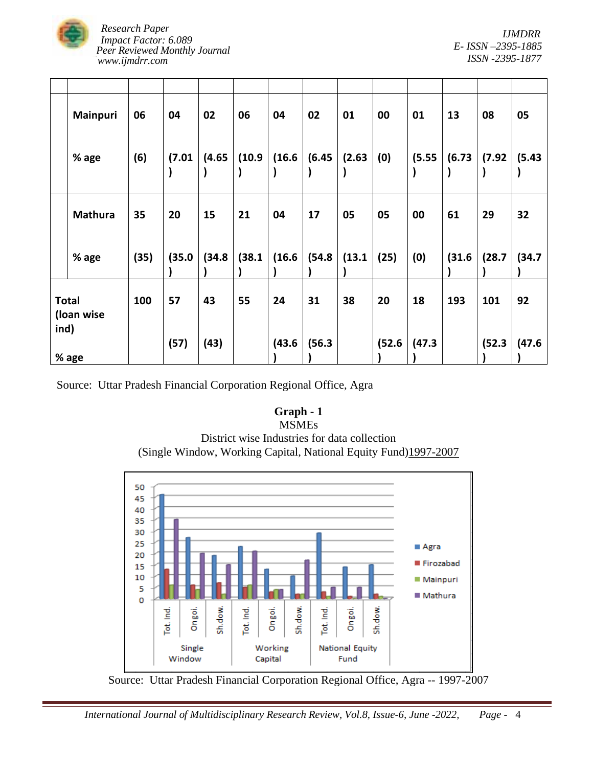| | | | | | | | | | | | | |
|---|---|---|---|---|---|---|---|---|---|---|---|---|
| | **Mainpuri** | **06** | **04** | **02** | **06** | **04** | **02** | **01** | **00** | **01** | **13** | **08** | **05** |
| | **% age** | **(6)** | **(7.01)** | **(4.65)** | **(10.9)** | **(16.6)** | **(6.45)** | **(2.63)** | **(0)** | **(5.55)** | **(6.73)** | **(7.92)** | **(5.43)** |
| | **Mathura** | **35** | **20** | **15** | **21** | **04** | **17** | **05** | **05** | **00** | **61** | **29** | **32** |
| | **% age** | **(35)** | **(35.0)** | **(34.8)** | **(38.1)** | **(16.6)** | **(54.8)** | **(13.1)** | **(25)** | **(0)** | **(31.6)** | **(28.7)** | **(34.7)** |
| **Total (loan wise ind)** | | **100** | **57** | **43** | **55** | **24** | **31** | **38** | **20** | **18** | **193** | **101** | **92** |
| **% age** | | | **(57)** | **(43)** | | **(43.6)** | **(56.3)** | | **(52.6)** | **(47.3)** | | **(52.3)** | **(47.6)** |

Source: Uttar Pradesh Financial Corporation Regional Office, Agra

**Graph - 1**
MSMEs
District wise Industries for data collection
(Single Window, Working Capital, National Equity Fund)1997-2007

Source: Uttar Pradesh Financial Corporation Regional Office, Agra -- 1997-2007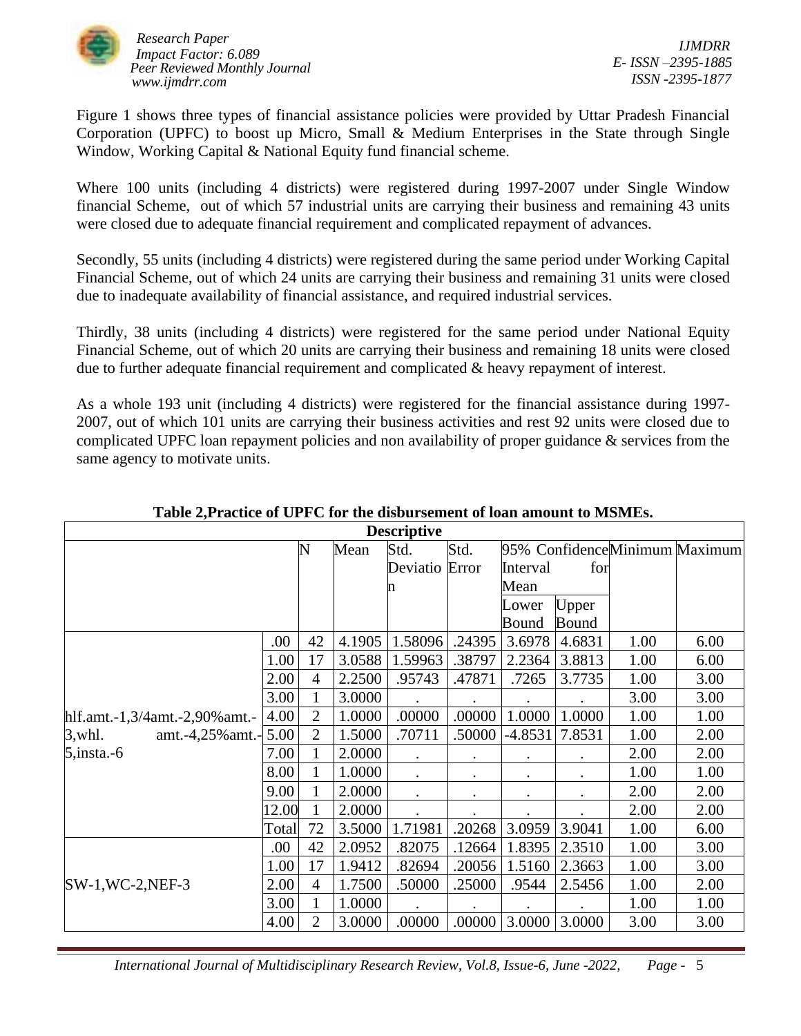Figure 1 shows three types of financial assistance policies were provided by Uttar Pradesh Financial Corporation (UPFC) to boost up Micro, Small & Medium Enterprises in the State through Single Window, Working Capital & National Equity fund financial scheme.

Where 100 units (including 4 districts) were registered during 1997-2007 under Single Window financial Scheme, out of which 57 industrial units are carrying their business and remaining 43 units were closed due to adequate financial requirement and complicated repayment of advances.

Secondly, 55 units (including 4 districts) were registered during the same period under Working Capital Financial Scheme, out of which 24 units are carrying their business and remaining 31 units were closed due to inadequate availability of financial assistance, and required industrial services.

Thirdly, 38 units (including 4 districts) were registered for the same period under National Equity Financial Scheme, out of which 20 units are carrying their business and remaining 18 units were closed due to further adequate financial requirement and complicated & heavy repayment of interest.

As a whole 193 unit (including 4 districts) were registered for the financial assistance during 1997-2007, out of which 101 units are carrying their business activities and rest 92 units were closed due to complicated UPFC loan repayment policies and non availability of proper guidance & services from the same agency to motivate units.

**Table 2,Practice of UPFC for the disbursement of loan amount to MSMEs.**

| Descriptive | | | | | | | | | |
|---|---|---|---|---|---|---|---|---|---|
| | | N | Mean | Std. Deviation | Std. Error | 95% Confidence Interval for Mean | | Minimum | Maximum |
| | | | | | | Lower Bound | Upper Bound | | |
| hlf.amt.-1,3/4amt.-2,90%amt.-3,whl. amt.-4,25%amt.-5,insta.-6 | .00 | 42 | 4.1905 | 1.58096 | .24395 | 3.6978 | 4.6831 | 1.00 | 6.00 |
| | 1.00 | 17 | 3.0588 | 1.59963 | .38797 | 2.2364 | 3.8813 | 1.00 | 6.00 |
| | 2.00 | 4 | 2.2500 | .95743 | .47871 | .7265 | 3.7735 | 1.00 | 3.00 |
| | 3.00 | 1 | 3.0000 | . | . | . | . | 3.00 | 3.00 |
| | 4.00 | 2 | 1.0000 | .00000 | .00000 | 1.0000 | 1.0000 | 1.00 | 1.00 |
| | 5.00 | 2 | 1.5000 | .70711 | .50000 | -4.8531 | 7.8531 | 1.00 | 2.00 |
| | 7.00 | 1 | 2.0000 | . | . | . | . | 2.00 | 2.00 |
| | 8.00 | 1 | 1.0000 | . | . | . | . | 1.00 | 1.00 |
| | 9.00 | 1 | 2.0000 | . | . | . | . | 2.00 | 2.00 |
| | 12.00 | 1 | 2.0000 | . | . | . | . | 2.00 | 2.00 |
| | Total | 72 | 3.5000 | 1.71981 | .20268 | 3.0959 | 3.9041 | 1.00 | 6.00 |
| SW-1,WC-2,NEF-3 | .00 | 42 | 2.0952 | .82075 | .12664 | 1.8395 | 2.3510 | 1.00 | 3.00 |
| | 1.00 | 17 | 1.9412 | .82694 | .20056 | 1.5160 | 2.3663 | 1.00 | 3.00 |
| | 2.00 | 4 | 1.7500 | .50000 | .25000 | .9544 | 2.5456 | 1.00 | 2.00 |
| | 3.00 | 1 | 1.0000 | . | . | . | . | 1.00 | 1.00 |
| | 4.00 | 2 | 3.0000 | .00000 | .00000 | 3.0000 | 3.0000 | 3.00 | 3.00 |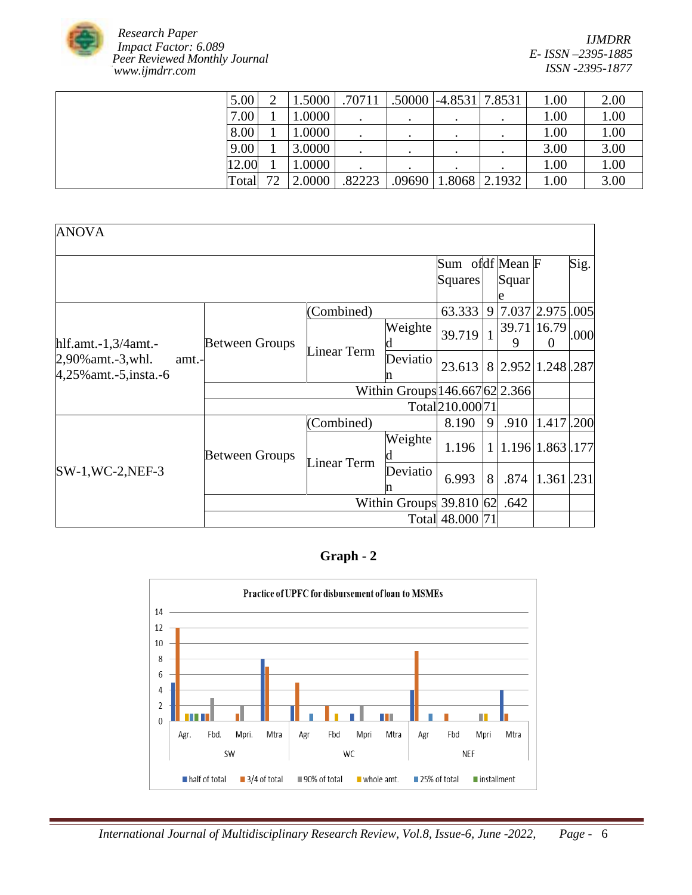|  | 5.00 | 2 | 1.5000 | .70711 | .50000 | -4.8531 | 7.8531 | 1.00 | 2.00 |
|---|---|---|---|---|---|---|---|---|---|
|  | 7.00 | 1 | 1.0000 | . | . | . | . | 1.00 | 1.00 |
|  | 8.00 | 1 | 1.0000 | . | . | . | . | 1.00 | 1.00 |
|  | 9.00 | 1 | 3.0000 | . | . | . | . | 3.00 | 3.00 |
|  | 12.00 | 1 | 1.0000 | . | . | . | . | 1.00 | 1.00 |
|  | Total | 72 | 2.0000 | .82223 | .09690 | 1.8068 | 2.1932 | 1.00 | 3.00 |

| ANOVA | | | | | | | | |
|---|---|---|---|---|---|---|---|---|
| | | | | Sum of Squares | df | Mean Square | F | Sig. |
| hlf.amt.-1,3/4amt.-2,90%amt.-3,whl. amt.-4,25%amt.-5,insta.-6 | Between Groups | (Combined) | | 63.333 | 9 | 7.037 | 2.975 | .005 |
| | | Linear Term | Weighted | 39.719 | 1 | 39.719 | 16.790 | .000 |
| | | | Deviation | 23.613 | 8 | 2.952 | 1.248 | .287 |
| | Within Groups | | | 146.667 | 62 | 2.366 | | |
| | Total | | | 210.000 | 71 | | | |
| SW-1,WC-2,NEF-3 | Between Groups | (Combined) | | 8.190 | 9 | .910 | 1.417 | .200 |
| | | Linear Term | Weighted | 1.196 | 1 | 1.196 | 1.863 | .177 |
| | | | Deviation | 6.993 | 8 | .874 | 1.361 | .231 |
| | Within Groups | | | 39.810 | 62 | .642 | | |
| | Total | | | 48.000 | 71 | | | |

**Graph - 2**

Practice of UPFC for disbursement of loan to MSMEs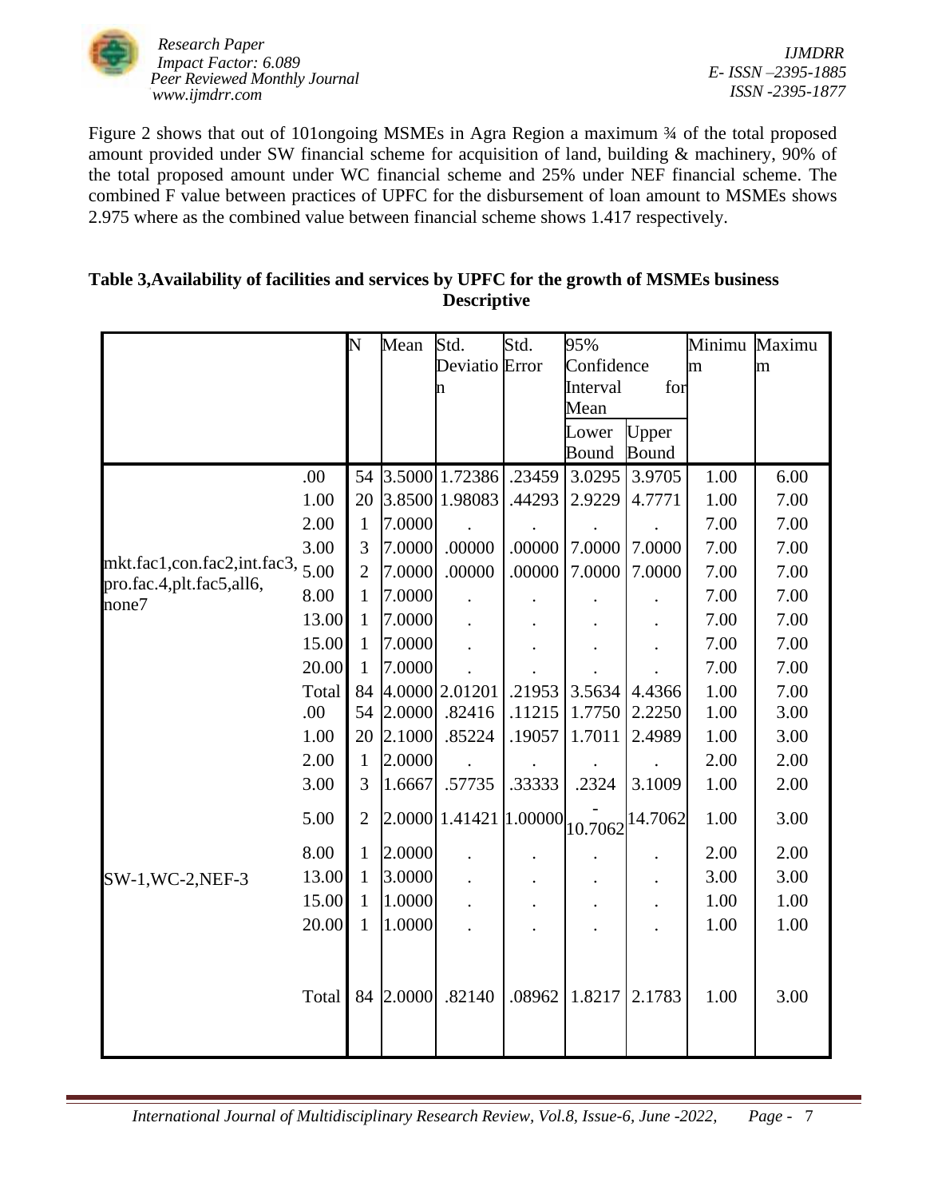Figure 2 shows that out of 101ongoing MSMEs in Agra Region a maximum ¾ of the total proposed amount provided under SW financial scheme for acquisition of land, building & machinery, 90% of the total proposed amount under WC financial scheme and 25% under NEF financial scheme. The combined F value between practices of UPFC for the disbursement of loan amount to MSMEs shows 2.975 where as the combined value between financial scheme shows 1.417 respectively.

**Table 3,Availability of facilities and services by UPFC for the growth of MSMEs business Descriptive**

| | | N | Mean | Std. Deviation | Std. Error | 95% Confidence Interval for Mean | | Minimum | Maximum |
|---|---|---|---|---|---|---|---|---|---|
| | | | | | | Lower Bound | Upper Bound | | |
| mkt.fac1,con.fac2,int.fac3, pro.fac.4,plt.fac5,all6, none7 | .00 | 54 | 3.5000 | 1.72386 | .23459 | 3.0295 | 3.9705 | 1.00 | 6.00 |
| | 1.00 | 20 | 3.8500 | 1.98083 | .44293 | 2.9229 | 4.7771 | 1.00 | 7.00 |
| | 2.00 | 1 | 7.0000 | . | . | . | . | 7.00 | 7.00 |
| | 3.00 | 3 | 7.0000 | .00000 | .00000 | 7.0000 | 7.0000 | 7.00 | 7.00 |
| | 5.00 | 2 | 7.0000 | .00000 | .00000 | 7.0000 | 7.0000 | 7.00 | 7.00 |
| | 8.00 | 1 | 7.0000 | . | . | . | . | 7.00 | 7.00 |
| | 13.00 | 1 | 7.0000 | . | . | . | . | 7.00 | 7.00 |
| | 15.00 | 1 | 7.0000 | . | . | . | . | 7.00 | 7.00 |
| | 20.00 | 1 | 7.0000 | . | . | . | . | 7.00 | 7.00 |
| | Total | 84 | 4.0000 | 2.01201 | .21953 | 3.5634 | 4.4366 | 1.00 | 7.00 |
| SW-1,WC-2,NEF-3 | .00 | 54 | 2.0000 | .82416 | .11215 | 1.7750 | 2.2250 | 1.00 | 3.00 |
| | 1.00 | 20 | 2.1000 | .85224 | .19057 | 1.7011 | 2.4989 | 1.00 | 3.00 |
| | 2.00 | 1 | 2.0000 | . | . | . | . | 2.00 | 2.00 |
| | 3.00 | 3 | 1.6667 | .57735 | .33333 | .2324 | 3.1009 | 1.00 | 2.00 |
| | 5.00 | 2 | 2.0000 | 1.41421 | 1.00000 | -10.7062 | 14.7062 | 1.00 | 3.00 |
| | 8.00 | 1 | 2.0000 | . | . | . | . | 2.00 | 2.00 |
| | 13.00 | 1 | 3.0000 | . | . | . | . | 3.00 | 3.00 |
| | 15.00 | 1 | 1.0000 | . | . | . | . | 1.00 | 1.00 |
| | 20.00 | 1 | 1.0000 | . | . | . | . | 1.00 | 1.00 |
| | Total | 84 | 2.0000 | .82140 | .08962 | 1.8217 | 2.1783 | 1.00 | 3.00 |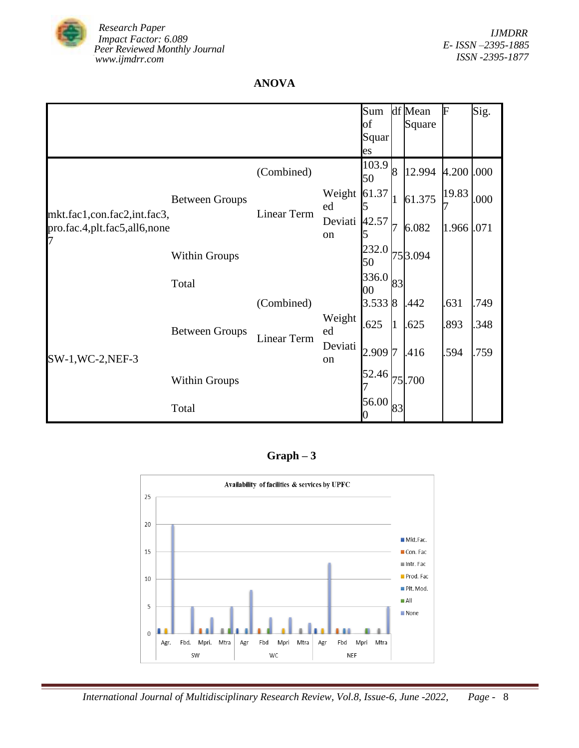**ANOVA**

| | | | | Sum of Squares | df | Mean Square | F | Sig. |
|---|---|---|---|---|---|---|---|---|
| mkt.fac1,con.fac2,int.fac3, pro.fac.4,plt.fac5,all6,none 7 | Between Groups | (Combined) | | 103.950 | 8 | 12.994 | 4.200 | .000 |
| | | Linear Term | Weighted | 61.375 | 1 | 61.375 | 19.837 | .000 |
| | | | Deviation | 42.575 | 7 | 6.082 | 1.966 | .071 |
| | Within Groups | | | 232.050 | 75 | 3.094 | | |
| | Total | | | 336.000 | 83 | | | |
| SW-1,WC-2,NEF-3 | Between Groups | (Combined) | | 3.533 | 8 | .442 | .631 | .749 |
| | | Linear Term | Weighted | .625 | 1 | .625 | .893 | .348 |
| | | | Deviation | 2.909 | 7 | .416 | .594 | .759 |
| | Within Groups | | | 52.467 | 75 | .700 | | |
| | Total | | | 56.000 | 83 | | | |

**Graph – 3**

Availability of facilities & services by UPFC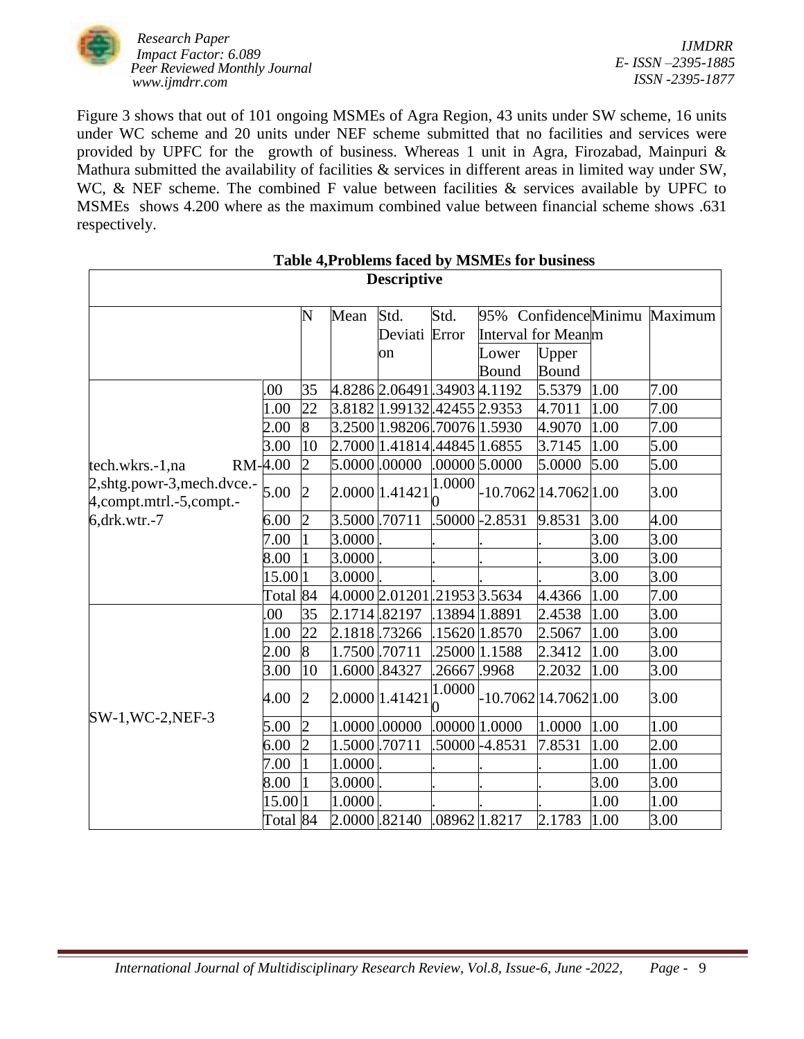Figure 3 shows that out of 101 ongoing MSMEs of Agra Region, 43 units under SW scheme, 16 units under WC scheme and 20 units under NEF scheme submitted that no facilities and services were provided by UPFC for the growth of business. Whereas 1 unit in Agra, Firozabad, Mainpuri & Mathura submitted the availability of facilities & services in different areas in limited way under SW, WC, & NEF scheme. The combined F value between facilities & services available by UPFC to MSMEs shows 4.200 where as the maximum combined value between financial scheme shows .631 respectively.

**Table 4,Problems faced by MSMEs for business**

**Descriptive**

| | | N | Mean | Std. Deviation | Std. Error | 95% Confidence Interval for Mean | | Minimum | Maximum |
|---|---|---|---|---|---|---|---|---|---|
| | | | | | | Lower Bound | Upper Bound | | |
| tech.wkrs.-1,na RM-2,shtg.powr-3,mech.dvce.-4,compt.mtrl.-5,compt.-6,drk.wtr.-7 | .00 | 35 | 4.8286 | 2.06491 | .34903 | 4.1192 | 5.5379 | 1.00 | 7.00 |
| | 1.00 | 22 | 3.8182 | 1.99132 | .42455 | 2.9353 | 4.7011 | 1.00 | 7.00 |
| | 2.00 | 8 | 3.2500 | 1.98206 | .70076 | 1.5930 | 4.9070 | 1.00 | 7.00 |
| | 3.00 | 10 | 2.7000 | 1.41814 | .44845 | 1.6855 | 3.7145 | 1.00 | 5.00 |
| | 4.00 | 2 | 5.0000 | .00000 | .00000 | 5.0000 | 5.0000 | 5.00 | 5.00 |
| | 5.00 | 2 | 2.0000 | 1.41421 | 1.00000 | -10.7062 | 14.7062 | 1.00 | 3.00 |
| | 6.00 | 2 | 3.5000 | .70711 | .50000 | -2.8531 | 9.8531 | 3.00 | 4.00 |
| | 7.00 | 1 | 3.0000 | . | . | . | . | 3.00 | 3.00 |
| | 8.00 | 1 | 3.0000 | . | . | . | . | 3.00 | 3.00 |
| | 15.00 | 1 | 3.0000 | . | . | . | . | 3.00 | 3.00 |
| | Total | 84 | 4.0000 | 2.01201 | .21953 | 3.5634 | 4.4366 | 1.00 | 7.00 |
| SW-1,WC-2,NEF-3 | .00 | 35 | 2.1714 | .82197 | .13894 | 1.8891 | 2.4538 | 1.00 | 3.00 |
| | 1.00 | 22 | 2.1818 | .73266 | .15620 | 1.8570 | 2.5067 | 1.00 | 3.00 |
| | 2.00 | 8 | 1.7500 | .70711 | .25000 | 1.1588 | 2.3412 | 1.00 | 3.00 |
| | 3.00 | 10 | 1.6000 | .84327 | .26667 | .9968 | 2.2032 | 1.00 | 3.00 |
| | 4.00 | 2 | 2.0000 | 1.41421 | 1.00000 | -10.7062 | 14.7062 | 1.00 | 3.00 |
| | 5.00 | 2 | 1.0000 | .00000 | .00000 | 1.0000 | 1.0000 | 1.00 | 1.00 |
| | 6.00 | 2 | 1.5000 | .70711 | .50000 | -4.8531 | 7.8531 | 1.00 | 2.00 |
| | 7.00 | 1 | 1.0000 | . | . | . | . | 1.00 | 1.00 |
| | 8.00 | 1 | 3.0000 | . | . | . | . | 3.00 | 3.00 |
| | 15.00 | 1 | 1.0000 | . | . | . | . | 1.00 | 1.00 |
| | Total | 84 | 2.0000 | .82140 | .08962 | 1.8217 | 2.1783 | 1.00 | 3.00 |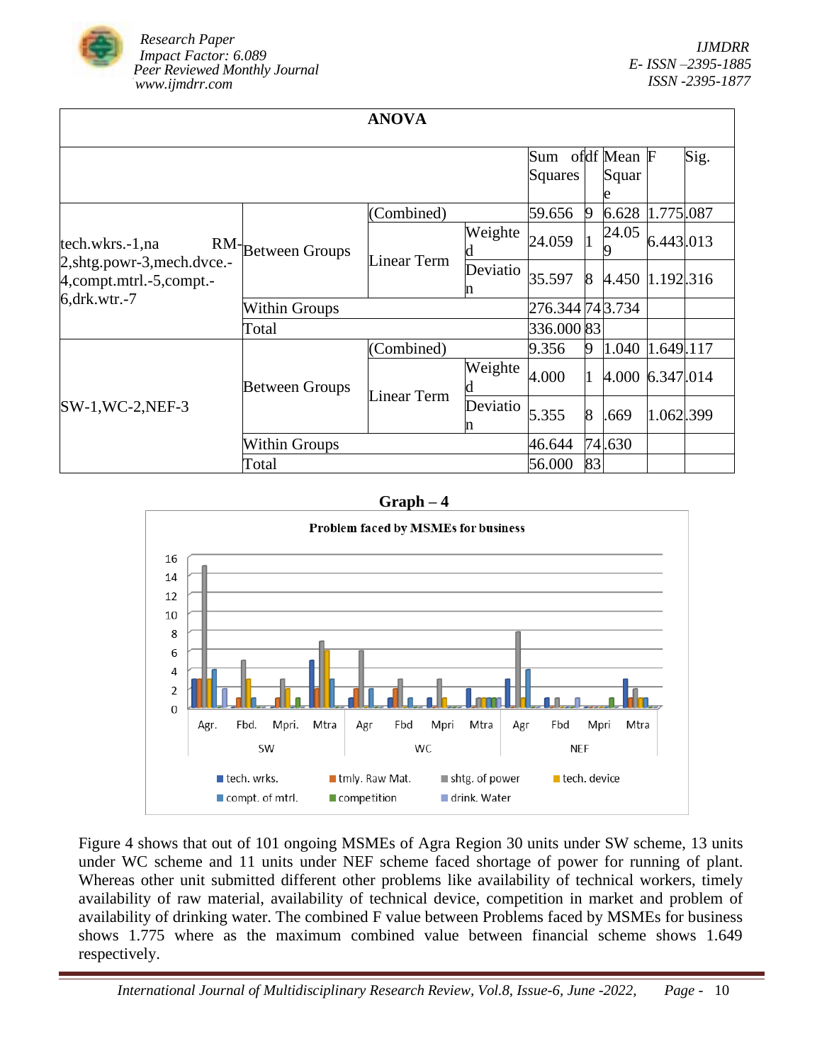| ANOVA | | | | | | | | |
|---|---|---|---|---|---|---|---|---|
| | | | | Sum of Squares | df | Mean Square | F | Sig. |
| tech.wkrs.-1,na RM-2,shtg.powr-3,mech.dvce.-4,compt.mtrl.-5,compt.-6,drk.wtr.-7 | Between Groups | (Combined) | | 59.656 | 9 | 6.628 | 1.775 | .087 |
| | | Linear Term | Weighted | 24.059 | 1 | 24.059 | 6.443 | .013 |
| | | | Deviation | 35.597 | 8 | 4.450 | 1.192 | .316 |
| | Within Groups | | | 276.344 | 74 | 3.734 | | |
| | Total | | | 336.000 | 83 | | | |
| SW-1,WC-2,NEF-3 | Between Groups | (Combined) | | 9.356 | 9 | 1.040 | 1.649 | .117 |
| | | Linear Term | Weighted | 4.000 | 1 | 4.000 | 6.347 | .014 |
| | | | Deviation | 5.355 | 8 | .669 | 1.062 | .399 |
| | Within Groups | | | 46.644 | 74 | .630 | | |
| | Total | | | 56.000 | 83 | | | |

**Graph – 4**

Figure 4 shows that out of 101 ongoing MSMEs of Agra Region 30 units under SW scheme, 13 units under WC scheme and 11 units under NEF scheme faced shortage of power for running of plant. Whereas other unit submitted different other problems like availability of technical workers, timely availability of raw material, availability of technical device, competition in market and problem of availability of drinking water. The combined F value between Problems faced by MSMEs for business shows 1.775 where as the maximum combined value between financial scheme shows 1.649 respectively.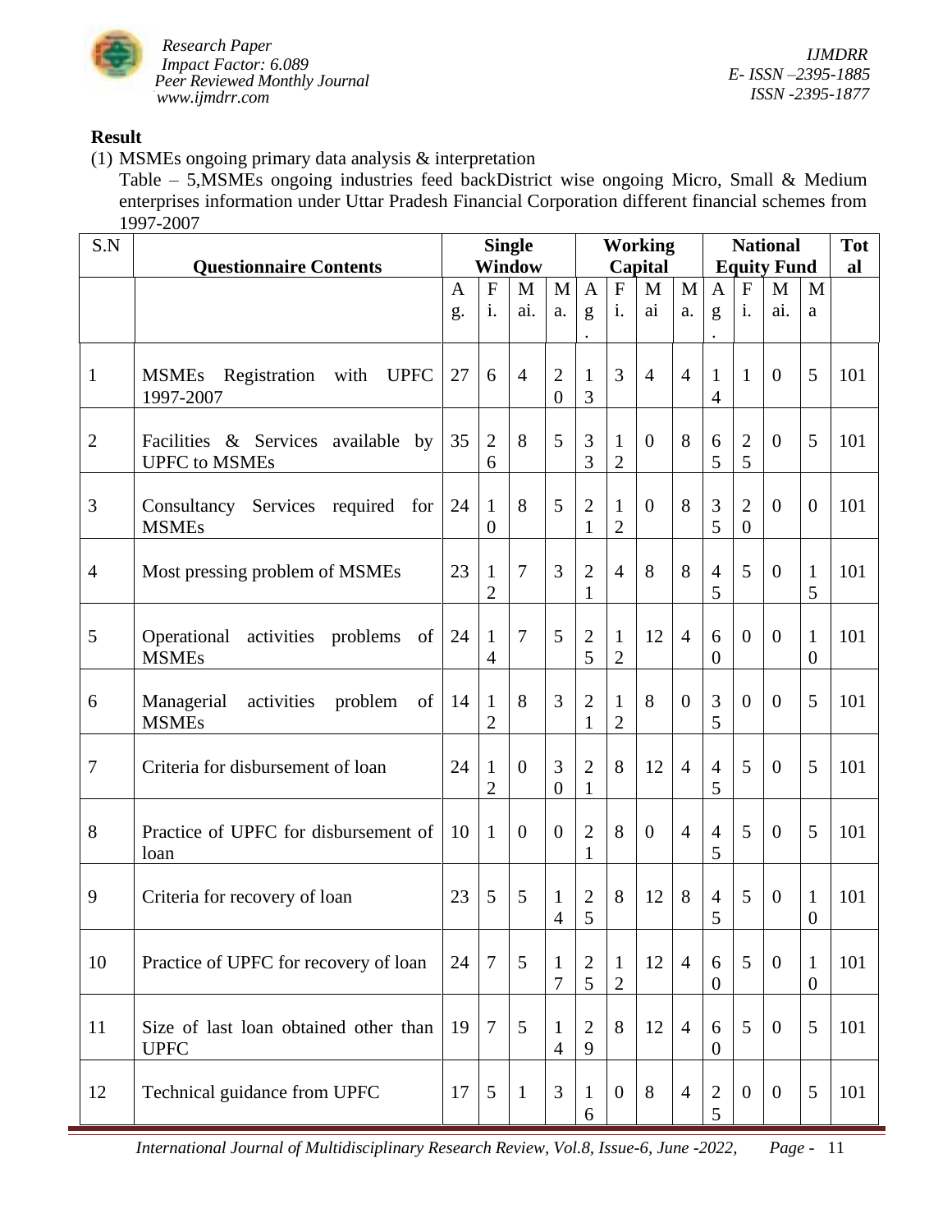**Result**

(1) MSMEs ongoing primary data analysis & interpretation

Table – 5,MSMEs ongoing industries feed backDistrict wise ongoing Micro, Small & Medium enterprises information under Uttar Pradesh Financial Corporation different financial schemes from 1997-2007

| S.N | Questionnaire Contents | Single Window | | | | Working Capital | | | | National Equity Fund | | | | Total |
|---|---|---|---|---|---|---|---|---|---|---|---|---|---|---|
| | | Ag. | Fi. | Mai. | Ma. | Ag. | Fi. | Mai | Ma. | Ag. | Fi. | Mai. | Ma | |
| 1 | MSMEs Registration with UPFC 1997-2007 | 27 | 6 | 4 | 20 | 13 | 3 | 4 | 4 | 14 | 1 | 0 | 5 | 101 |
| 2 | Facilities & Services available by UPFC to MSMEs | 35 | 26 | 8 | 5 | 33 | 12 | 0 | 8 | 65 | 25 | 0 | 5 | 101 |
| 3 | Consultancy Services required for MSMEs | 24 | 10 | 8 | 5 | 21 | 12 | 0 | 8 | 35 | 20 | 0 | 0 | 101 |
| 4 | Most pressing problem of MSMEs | 23 | 12 | 7 | 3 | 21 | 4 | 8 | 8 | 45 | 5 | 0 | 15 | 101 |
| 5 | Operational activities problems of MSMEs | 24 | 14 | 7 | 5 | 25 | 12 | 12 | 4 | 60 | 0 | 0 | 10 | 101 |
| 6 | Managerial activities problem of MSMEs | 14 | 12 | 8 | 3 | 21 | 12 | 8 | 0 | 35 | 0 | 0 | 5 | 101 |
| 7 | Criteria for disbursement of loan | 24 | 12 | 0 | 30 | 21 | 8 | 12 | 4 | 45 | 5 | 0 | 5 | 101 |
| 8 | Practice of UPFC for disbursement of loan | 10 | 1 | 0 | 0 | 21 | 8 | 0 | 4 | 45 | 5 | 0 | 5 | 101 |
| 9 | Criteria for recovery of loan | 23 | 5 | 5 | 14 | 25 | 8 | 12 | 8 | 45 | 5 | 0 | 10 | 101 |
| 10 | Practice of UPFC for recovery of loan | 24 | 7 | 5 | 17 | 25 | 12 | 12 | 4 | 60 | 5 | 0 | 10 | 101 |
| 11 | Size of last loan obtained other than UPFC | 19 | 7 | 5 | 14 | 29 | 8 | 12 | 4 | 60 | 5 | 0 | 5 | 101 |
| 12 | Technical guidance from UPFC | 17 | 5 | 1 | 3 | 16 | 0 | 8 | 4 | 25 | 0 | 0 | 5 | 101 |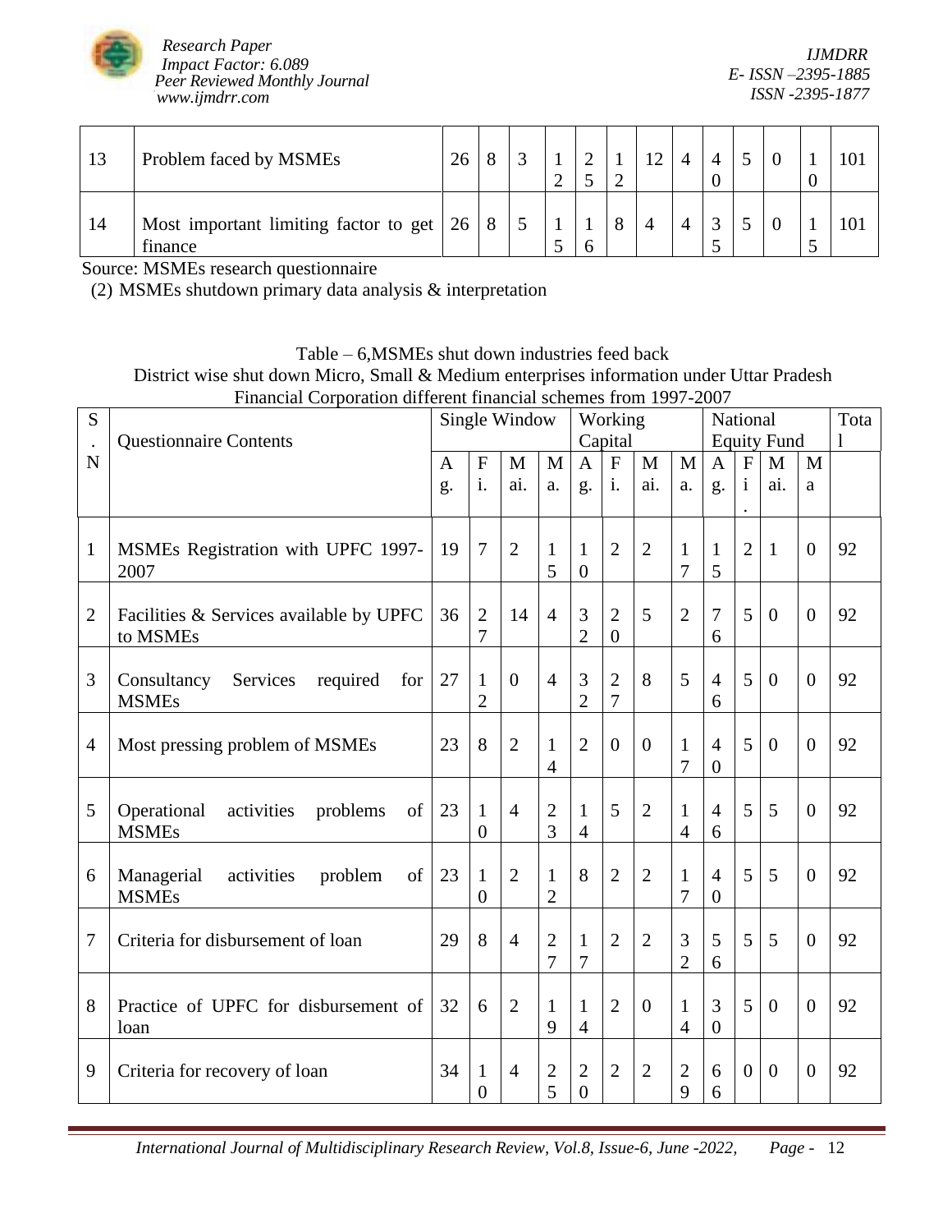| 13 | Problem faced by MSMEs | 26 | 8 | 3 | 12 | 25 | 12 | 12 | 4 | 40 | 5 | 0 | 10 | 101 |
|---|---|---|---|---|---|---|---|---|---|---|---|---|---|---|
| 14 | Most important limiting factor to get finance | 26 | 8 | 5 | 15 | 16 | 8 | 4 | 4 | 35 | 5 | 0 | 15 | 101 |

Source: MSMEs research questionnaire

(2) MSMEs shutdown primary data analysis & interpretation

Table – 6,MSMEs shut down industries feed back
District wise shut down Micro, Small & Medium enterprises information under Uttar Pradesh Financial Corporation different financial schemes from 1997-2007

| S.N | Questionnaire Contents | Single Window | | | | Working Capital | | | | National Equity Fund | | | | Total |
|---|---|---|---|---|---|---|---|---|---|---|---|---|---|---|
| | | Ag. | Fi. | Mai. | Ma. | Ag. | Fi. | Mai. | Ma. | Ag. | Fi. | Mai. | Ma | |
| 1 | MSMEs Registration with UPFC 1997-2007 | 19 | 7 | 2 | 15 | 10 | 2 | 2 | 17 | 15 | 2 | 1 | 0 | 92 |
| 2 | Facilities & Services available by UPFC to MSMEs | 36 | 27 | 14 | 4 | 32 | 20 | 5 | 2 | 76 | 5 | 0 | 0 | 92 |
| 3 | Consultancy Services required for MSMEs | 27 | 12 | 0 | 4 | 32 | 27 | 8 | 5 | 46 | 5 | 0 | 0 | 92 |
| 4 | Most pressing problem of MSMEs | 23 | 8 | 2 | 14 | 2 | 0 | 0 | 17 | 40 | 5 | 0 | 0 | 92 |
| 5 | Operational activities problems of MSMEs | 23 | 10 | 4 | 23 | 14 | 5 | 2 | 14 | 46 | 5 | 5 | 0 | 92 |
| 6 | Managerial activities problem of MSMEs | 23 | 10 | 2 | 12 | 8 | 2 | 2 | 17 | 40 | 5 | 5 | 0 | 92 |
| 7 | Criteria for disbursement of loan | 29 | 8 | 4 | 27 | 17 | 2 | 2 | 32 | 56 | 5 | 5 | 0 | 92 |
| 8 | Practice of UPFC for disbursement of loan | 32 | 6 | 2 | 19 | 14 | 2 | 0 | 14 | 30 | 5 | 0 | 0 | 92 |
| 9 | Criteria for recovery of loan | 34 | 10 | 4 | 25 | 20 | 2 | 2 | 29 | 66 | 0 | 0 | 0 | 92 |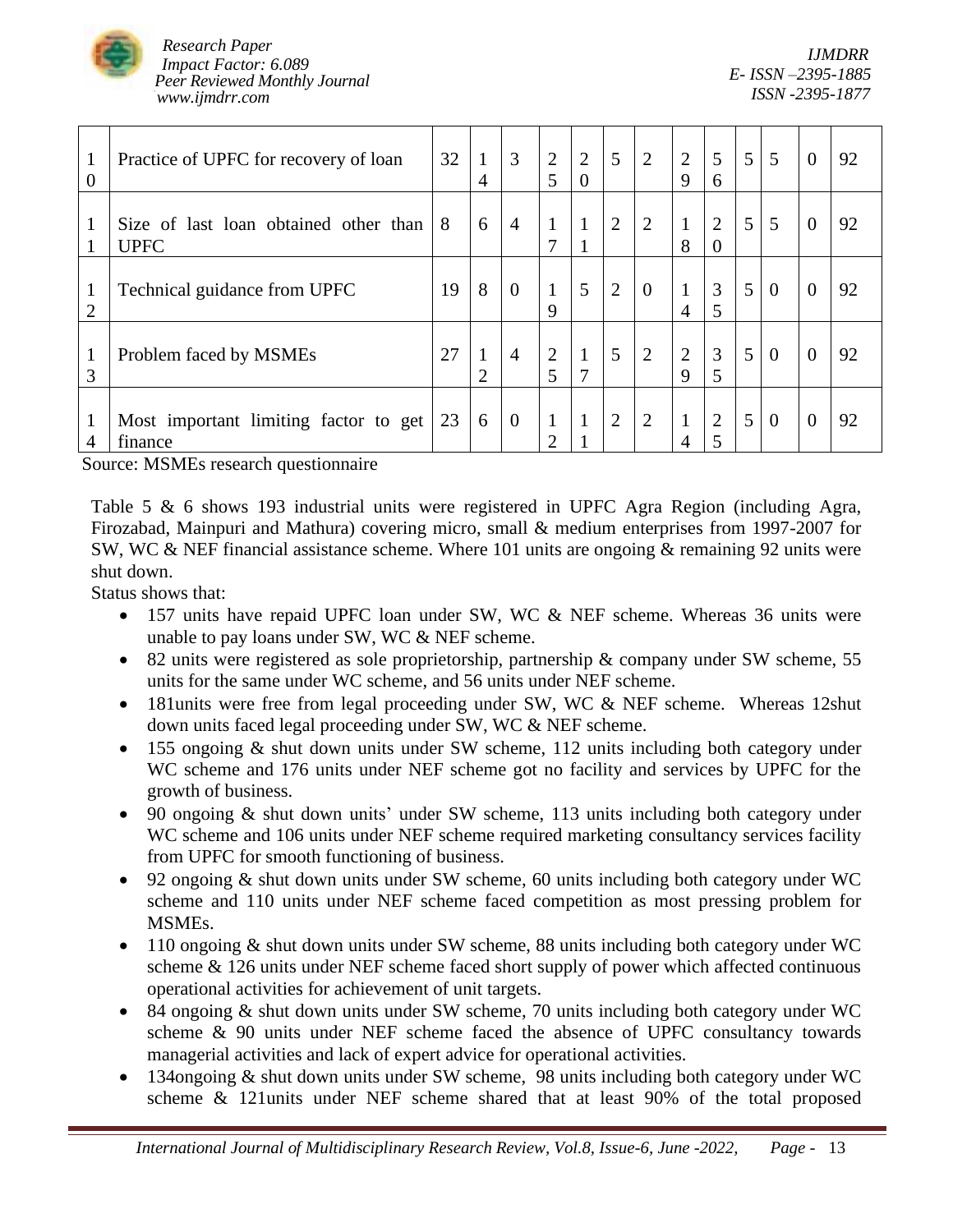| 10 | Practice of UPFC for recovery of loan | 32 | 14 | 3 | 25 | 20 | 5 | 2 | 29 | 56 | 5 | 5 | 0 | 92 |
|---|---|---|---|---|---|---|---|---|---|---|---|---|---|---|
| 11 | Size of last loan obtained other than UPFC | 8 | 6 | 4 | 17 | 11 | 2 | 2 | 18 | 20 | 5 | 5 | 0 | 92 |
| 12 | Technical guidance from UPFC | 19 | 8 | 0 | 19 | 5 | 2 | 0 | 14 | 35 | 5 | 0 | 0 | 92 |
| 13 | Problem faced by MSMEs | 27 | 12 | 4 | 25 | 17 | 5 | 2 | 29 | 35 | 5 | 0 | 0 | 92 |
| 14 | Most important limiting factor to get finance | 23 | 6 | 0 | 12 | 11 | 2 | 2 | 14 | 25 | 5 | 0 | 0 | 92 |

Source: MSMEs research questionnaire

Table 5 & 6 shows 193 industrial units were registered in UPFC Agra Region (including Agra, Firozabad, Mainpuri and Mathura) covering micro, small & medium enterprises from 1997-2007 for SW, WC & NEF financial assistance scheme. Where 101 units are ongoing & remaining 92 units were shut down.

Status shows that:

- 157 units have repaid UPFC loan under SW, WC & NEF scheme. Whereas 36 units were unable to pay loans under SW, WC & NEF scheme.
- 82 units were registered as sole proprietorship, partnership & company under SW scheme, 55 units for the same under WC scheme, and 56 units under NEF scheme.
- 181units were free from legal proceeding under SW, WC & NEF scheme. Whereas 12shut down units faced legal proceeding under SW, WC & NEF scheme.
- 155 ongoing & shut down units under SW scheme, 112 units including both category under WC scheme and 176 units under NEF scheme got no facility and services by UPFC for the growth of business.
- 90 ongoing & shut down units' under SW scheme, 113 units including both category under WC scheme and 106 units under NEF scheme required marketing consultancy services facility from UPFC for smooth functioning of business.
- 92 ongoing & shut down units under SW scheme, 60 units including both category under WC scheme and 110 units under NEF scheme faced competition as most pressing problem for MSMEs.
- 110 ongoing & shut down units under SW scheme, 88 units including both category under WC scheme & 126 units under NEF scheme faced short supply of power which affected continuous operational activities for achievement of unit targets.
- 84 ongoing & shut down units under SW scheme, 70 units including both category under WC scheme & 90 units under NEF scheme faced the absence of UPFC consultancy towards managerial activities and lack of expert advice for operational activities.
- 134ongoing & shut down units under SW scheme, 98 units including both category under WC scheme & 121units under NEF scheme shared that at least 90% of the total proposed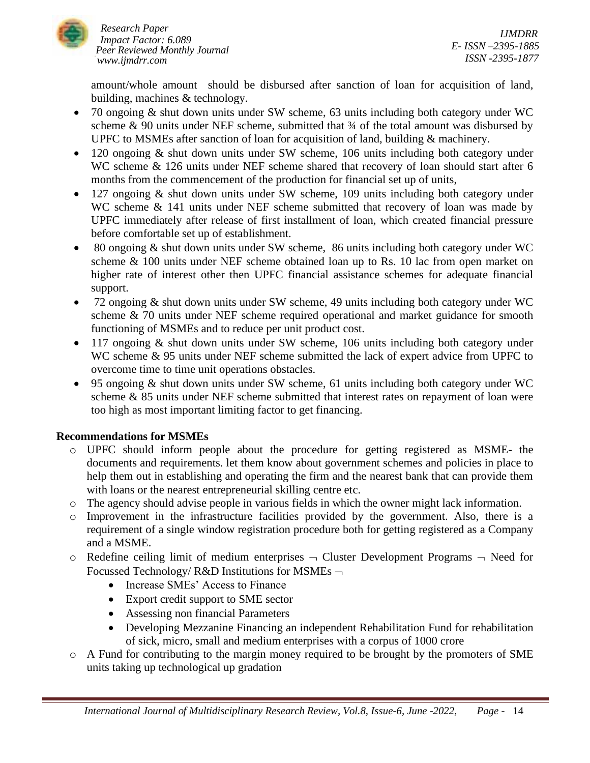amount/whole amount should be disbursed after sanction of loan for acquisition of land, building, machines & technology.

- 70 ongoing & shut down units under SW scheme, 63 units including both category under WC scheme & 90 units under NEF scheme, submitted that ¾ of the total amount was disbursed by UPFC to MSMEs after sanction of loan for acquisition of land, building & machinery.
- 120 ongoing & shut down units under SW scheme, 106 units including both category under WC scheme & 126 units under NEF scheme shared that recovery of loan should start after 6 months from the commencement of the production for financial set up of units,
- 127 ongoing & shut down units under SW scheme, 109 units including both category under WC scheme & 141 units under NEF scheme submitted that recovery of loan was made by UPFC immediately after release of first installment of loan, which created financial pressure before comfortable set up of establishment.
- 80 ongoing & shut down units under SW scheme, 86 units including both category under WC scheme & 100 units under NEF scheme obtained loan up to Rs. 10 lac from open market on higher rate of interest other then UPFC financial assistance schemes for adequate financial support.
- 72 ongoing & shut down units under SW scheme, 49 units including both category under WC scheme & 70 units under NEF scheme required operational and market guidance for smooth functioning of MSMEs and to reduce per unit product cost.
- 117 ongoing & shut down units under SW scheme, 106 units including both category under WC scheme & 95 units under NEF scheme submitted the lack of expert advice from UPFC to overcome time to time unit operations obstacles.
- 95 ongoing & shut down units under SW scheme, 61 units including both category under WC scheme & 85 units under NEF scheme submitted that interest rates on repayment of loan were too high as most important limiting factor to get financing.

**Recommendations for MSMEs**

- UPFC should inform people about the procedure for getting registered as MSME- the documents and requirements. let them know about government schemes and policies in place to help them out in establishing and operating the firm and the nearest bank that can provide them with loans or the nearest entrepreneurial skilling centre etc.
- The agency should advise people in various fields in which the owner might lack information.
- Improvement in the infrastructure facilities provided by the government. Also, there is a requirement of a single window registration procedure both for getting registered as a Company and a MSME.
- Redefine ceiling limit of medium enterprises ¬ Cluster Development Programs ¬ Need for Focussed Technology/ R&D Institutions for MSMEs ¬
    - Increase SMEs' Access to Finance
    - Export credit support to SME sector
    - Assessing non financial Parameters
    - Developing Mezzanine Financing an independent Rehabilitation Fund for rehabilitation of sick, micro, small and medium enterprises with a corpus of 1000 crore
- A Fund for contributing to the margin money required to be brought by the promoters of SME units taking up technological up gradation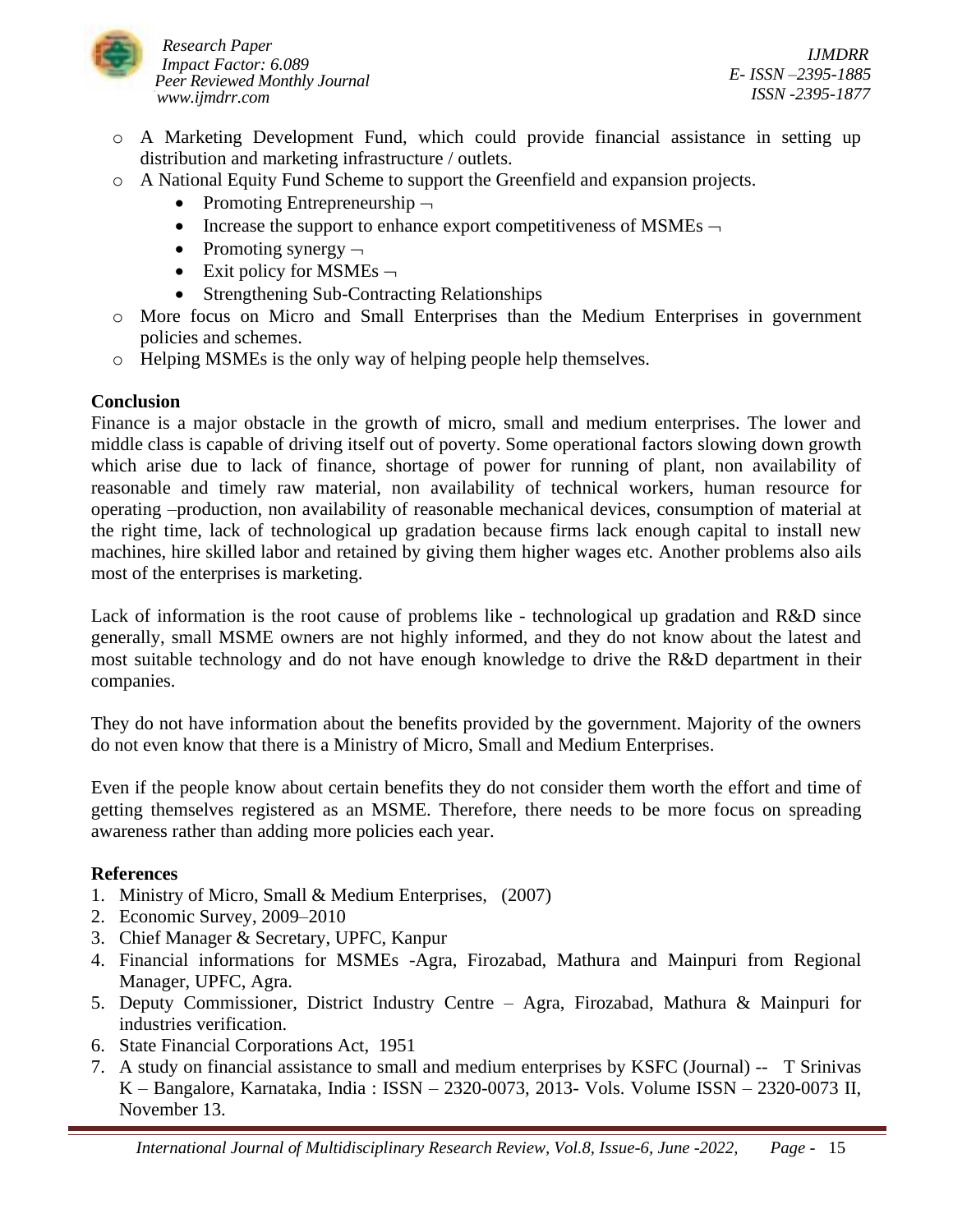- A Marketing Development Fund, which could provide financial assistance in setting up distribution and marketing infrastructure / outlets.
- A National Equity Fund Scheme to support the Greenfield and expansion projects.
    - Promoting Entrepreneurship ¬
    - Increase the support to enhance export competitiveness of MSMEs ¬
    - Promoting synergy ¬
    - Exit policy for MSMEs ¬
    - Strengthening Sub-Contracting Relationships
- More focus on Micro and Small Enterprises than the Medium Enterprises in government policies and schemes.
- Helping MSMEs is the only way of helping people help themselves.

**Conclusion**

Finance is a major obstacle in the growth of micro, small and medium enterprises. The lower and middle class is capable of driving itself out of poverty. Some operational factors slowing down growth which arise due to lack of finance, shortage of power for running of plant, non availability of reasonable and timely raw material, non availability of technical workers, human resource for operating –production, non availability of reasonable mechanical devices, consumption of material at the right time, lack of technological up gradation because firms lack enough capital to install new machines, hire skilled labor and retained by giving them higher wages etc. Another problems also ails most of the enterprises is marketing.

Lack of information is the root cause of problems like - technological up gradation and R&D since generally, small MSME owners are not highly informed, and they do not know about the latest and most suitable technology and do not have enough knowledge to drive the R&D department in their companies.

They do not have information about the benefits provided by the government. Majority of the owners do not even know that there is a Ministry of Micro, Small and Medium Enterprises.

Even if the people know about certain benefits they do not consider them worth the effort and time of getting themselves registered as an MSME. Therefore, there needs to be more focus on spreading awareness rather than adding more policies each year.

**References**

1. Ministry of Micro, Small & Medium Enterprises, (2007)
2. Economic Survey, 2009–2010
3. Chief Manager & Secretary, UPFC, Kanpur
4. Financial informations for MSMEs -Agra, Firozabad, Mathura and Mainpuri from Regional Manager, UPFC, Agra.
5. Deputy Commissioner, District Industry Centre – Agra, Firozabad, Mathura & Mainpuri for industries verification.
6. State Financial Corporations Act, 1951
7. A study on financial assistance to small and medium enterprises by KSFC (Journal) -- T Srinivas K – Bangalore, Karnataka, India : ISSN – 2320-0073, 2013- Vols. Volume ISSN – 2320-0073 II, November 13.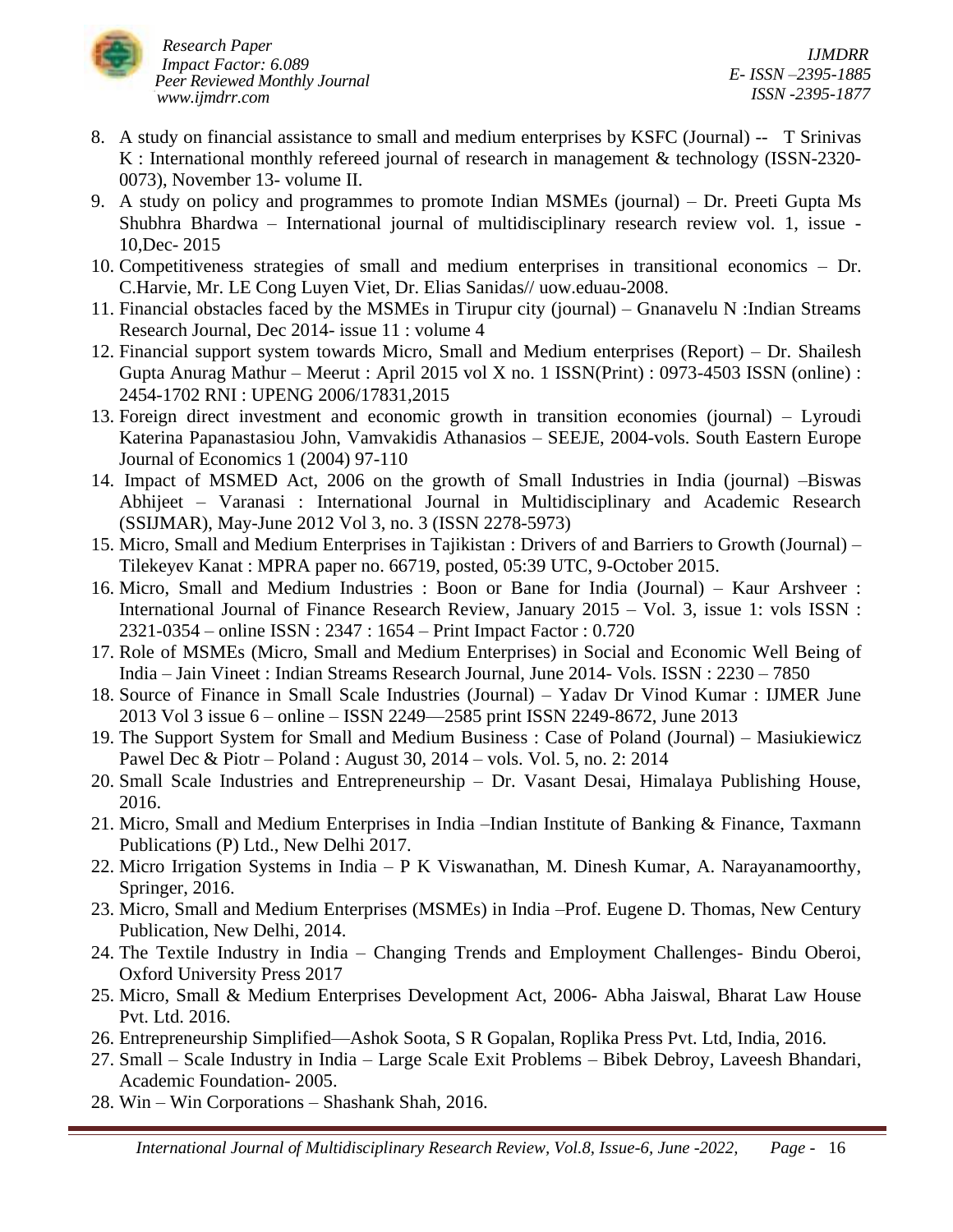8. A study on financial assistance to small and medium enterprises by KSFC (Journal) -- T Srinivas K : International monthly refereed journal of research in management & technology (ISSN-2320-0073), November 13- volume II.
9. A study on policy and programmes to promote Indian MSMEs (journal) – Dr. Preeti Gupta Ms Shubhra Bhardwa – International journal of multidisciplinary research review vol. 1, issue -10,Dec- 2015
10. Competitiveness strategies of small and medium enterprises in transitional economics – Dr. C.Harvie, Mr. LE Cong Luyen Viet, Dr. Elias Sanidas// uow.eduau-2008.
11. Financial obstacles faced by the MSMEs in Tirupur city (journal) – Gnanavelu N :Indian Streams Research Journal, Dec 2014- issue 11 : volume 4
12. Financial support system towards Micro, Small and Medium enterprises (Report) – Dr. Shailesh Gupta Anurag Mathur – Meerut : April 2015 vol X no. 1 ISSN(Print) : 0973-4503 ISSN (online) : 2454-1702 RNI : UPENG 2006/17831,2015
13. Foreign direct investment and economic growth in transition economies (journal) – Lyroudi Katerina Papanastasiou John, Vamvakidis Athanasios – SEEJE, 2004-vols. South Eastern Europe Journal of Economics 1 (2004) 97-110
14. Impact of MSMED Act, 2006 on the growth of Small Industries in India (journal) –Biswas Abhijeet – Varanasi : International Journal in Multidisciplinary and Academic Research (SSIJMAR), May-June 2012 Vol 3, no. 3 (ISSN 2278-5973)
15. Micro, Small and Medium Enterprises in Tajikistan : Drivers of and Barriers to Growth (Journal) – Tilekeyev Kanat : MPRA paper no. 66719, posted, 05:39 UTC, 9-October 2015.
16. Micro, Small and Medium Industries : Boon or Bane for India (Journal) – Kaur Arshveer : International Journal of Finance Research Review, January 2015 – Vol. 3, issue 1: vols ISSN : 2321-0354 – online ISSN : 2347 : 1654 – Print Impact Factor : 0.720
17. Role of MSMEs (Micro, Small and Medium Enterprises) in Social and Economic Well Being of India – Jain Vineet : Indian Streams Research Journal, June 2014- Vols. ISSN : 2230 – 7850
18. Source of Finance in Small Scale Industries (Journal) – Yadav Dr Vinod Kumar : IJMER June 2013 Vol 3 issue 6 – online – ISSN 2249—2585 print ISSN 2249-8672, June 2013
19. The Support System for Small and Medium Business : Case of Poland (Journal) – Masiukiewicz Pawel Dec & Piotr – Poland : August 30, 2014 – vols. Vol. 5, no. 2: 2014
20. Small Scale Industries and Entrepreneurship – Dr. Vasant Desai, Himalaya Publishing House, 2016.
21. Micro, Small and Medium Enterprises in India –Indian Institute of Banking & Finance, Taxmann Publications (P) Ltd., New Delhi 2017.
22. Micro Irrigation Systems in India – P K Viswanathan, M. Dinesh Kumar, A. Narayanamoorthy, Springer, 2016.
23. Micro, Small and Medium Enterprises (MSMEs) in India –Prof. Eugene D. Thomas, New Century Publication, New Delhi, 2014.
24. The Textile Industry in India – Changing Trends and Employment Challenges- Bindu Oberoi, Oxford University Press 2017
25. Micro, Small & Medium Enterprises Development Act, 2006- Abha Jaiswal, Bharat Law House Pvt. Ltd. 2016.
26. Entrepreneurship Simplified—Ashok Soota, S R Gopalan, Roplika Press Pvt. Ltd, India, 2016.
27. Small – Scale Industry in India – Large Scale Exit Problems – Bibek Debroy, Laveesh Bhandari, Academic Foundation- 2005.
28. Win – Win Corporations – Shashank Shah, 2016.